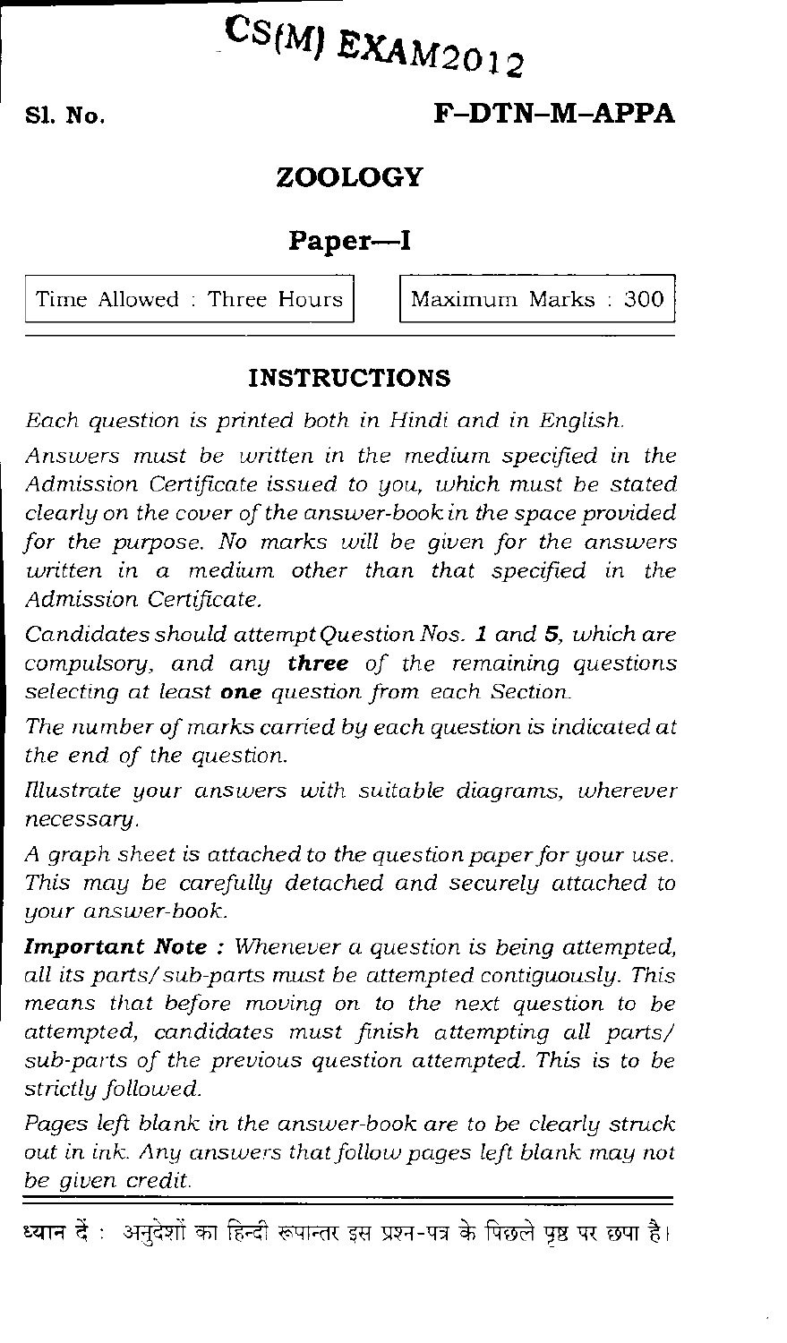# CS(M) EXAM 2012

**Sl. No.**

**F–DTN–M–APPA**

## ZOOLOGY

## Paper—I

| Time Allowed : Three Hours | Maximum Marks : 300 |
|---|---|

### INSTRUCTIONS

*Each question is printed both in Hindi and in English.*

*Answers must be written in the medium specified in the Admission Certificate issued to you, which must be stated clearly on the cover of the answer-book in the space provided for the purpose. No marks will be given for the answers written in a medium other than that specified in the Admission Certificate.*

*Candidates should attempt Question Nos.* ***1*** *and* ***5****, which are compulsory, and any* ***three*** *of the remaining questions selecting at least* ***one*** *question from each Section.*

*The number of marks carried by each question is indicated at the end of the question.*

*Illustrate your answers with suitable diagrams, wherever necessary.*

*A graph sheet is attached to the question paper for your use. This may be carefully detached and securely attached to your answer-book.*

***Important Note :*** *Whenever a question is being attempted, all its parts/sub-parts must be attempted contiguously. This means that before moving on to the next question to be attempted, candidates must finish attempting all parts/sub-parts of the previous question attempted. This is to be strictly followed.*

*Pages left blank in the answer-book are to be clearly struck out in ink. Any answers that follow pages left blank may not be given credit.*

ध्यान दें : अनुदेशों का हिन्दी रूपान्तर इस प्रश्न-पत्र के पिछले पृष्ठ पर छपा है।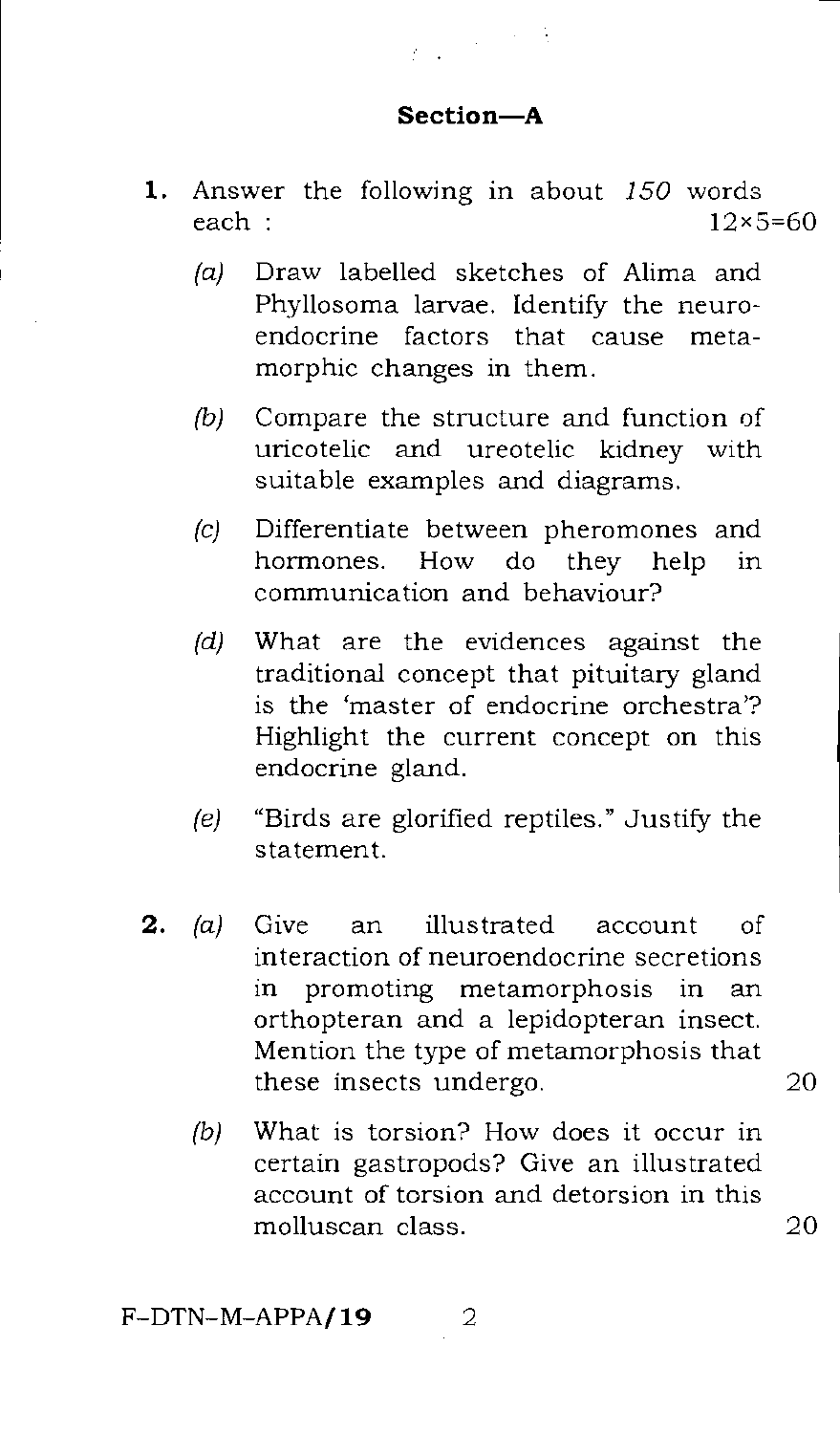## Section—A

**1.** Answer the following in about *150* words each : 12×5=60

*(a)* Draw labelled sketches of Alima and Phyllosoma larvae. Identify the neuro-endocrine factors that cause meta-morphic changes in them.

*(b)* Compare the structure and function of uricotelic and ureotelic kidney with suitable examples and diagrams.

*(c)* Differentiate between pheromones and hormones. How do they help in communication and behaviour?

*(d)* What are the evidences against the traditional concept that pituitary gland is the 'master of endocrine orchestra'? Highlight the current concept on this endocrine gland.

*(e)* "Birds are glorified reptiles." Justify the statement.

**2.** *(a)* Give an illustrated account of interaction of neuroendocrine secretions in promoting metamorphosis in an orthopteran and a lepidopteran insect. Mention the type of metamorphosis that these insects undergo. 20

*(b)* What is torsion? How does it occur in certain gastropods? Give an illustrated account of torsion and detorsion in this molluscan class. 20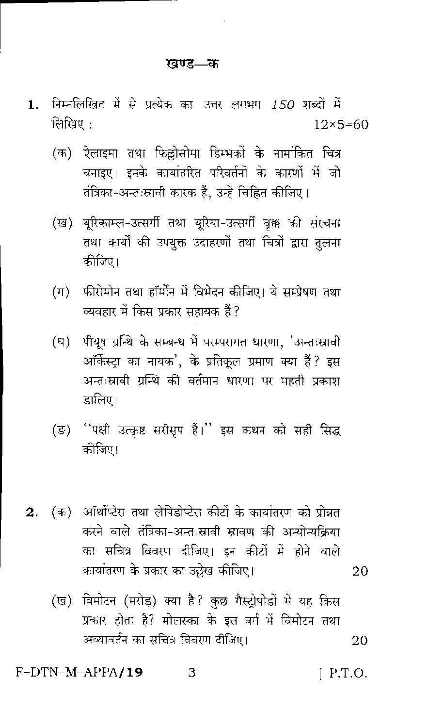## खण्ड—क

**1.** निम्नलिखित में से प्रत्येक का उत्तर लगभग *150* शब्दों में लिखिए : 12×5=60

(क) ऐलाइमा तथा फिल्लोसोमा डिम्भकों के नामांकित चित्र बनाइए। इनके कायांतरित परिवर्तनों के कारणों में जो तंत्रिका-अन्तःस्रावी कारक हैं, उन्हें चिह्नित कीजिए।

(ख) यूरिकाम्ल-उत्सर्गी तथा यूरिया-उत्सर्गी वृक्क की संरचना तथा कार्यों की उपयुक्त उदाहरणों तथा चित्रों द्वारा तुलना कीजिए।

(ग) फीरोमोन तथा हॉर्मोन में विभेदन कीजिए। ये सम्प्रेषण तथा व्यवहार में किस प्रकार सहायक हैं?

(घ) पीयूष ग्रन्थि के सम्बन्ध में परम्परागत धारणा, 'अन्तःस्रावी ऑर्केस्ट्रा का नायक', के प्रतिकूल प्रमाण क्या हैं? इस अन्तःस्रावी ग्रन्थि की वर्तमान धारणा पर महती प्रकाश डालिए।

(ङ) "पक्षी उत्कृष्ट सरीसृप हैं।" इस कथन को सही सिद्ध कीजिए।

**2.** (क) ऑर्थोप्टेरा तथा लेपिडोप्टेरा कीटों के कायांतरण को प्रोन्नत करने वाले तंत्रिका-अन्तःस्रावी स्रावण की अन्योन्यक्रिया का सचित्र विवरण दीजिए। इन कीटों में होने वाले कायांतरण के प्रकार का उल्लेख कीजिए। 20

(ख) विमोटन (मरोड़) क्या है? कुछ गैस्ट्रोपोडों में यह किस प्रकार होता है? मोलस्का के इस वर्ग में विमोटन तथा अव्यावर्तन का सचित्र विवरण दीजिए। 20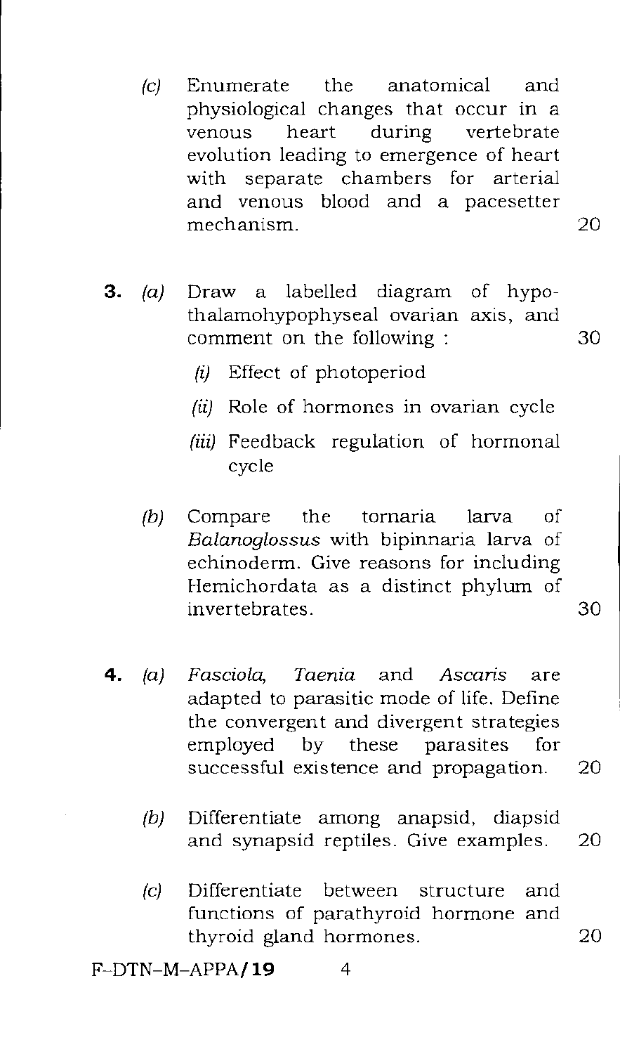(c) Enumerate the anatomical and physiological changes that occur in a venous heart during vertebrate evolution leading to emergence of heart with separate chambers for arterial and venous blood and a pacesetter mechanism. 20

**3.** (a) Draw a labelled diagram of hypothalamohypophyseal ovarian axis, and comment on the following : 30

(i) Effect of photoperiod

(ii) Role of hormones in ovarian cycle

(iii) Feedback regulation of hormonal cycle

(b) Compare the tornaria larva of *Balanoglossus* with bipinnaria larva of echinoderm. Give reasons for including Hemichordata as a distinct phylum of invertebrates. 30

**4.** (a) *Fasciola*, *Taenia* and *Ascaris* are adapted to parasitic mode of life. Define the convergent and divergent strategies employed by these parasites for successful existence and propagation. 20

(b) Differentiate among anapsid, diapsid and synapsid reptiles. Give examples. 20

(c) Differentiate between structure and functions of parathyroid hormone and thyroid gland hormones. 20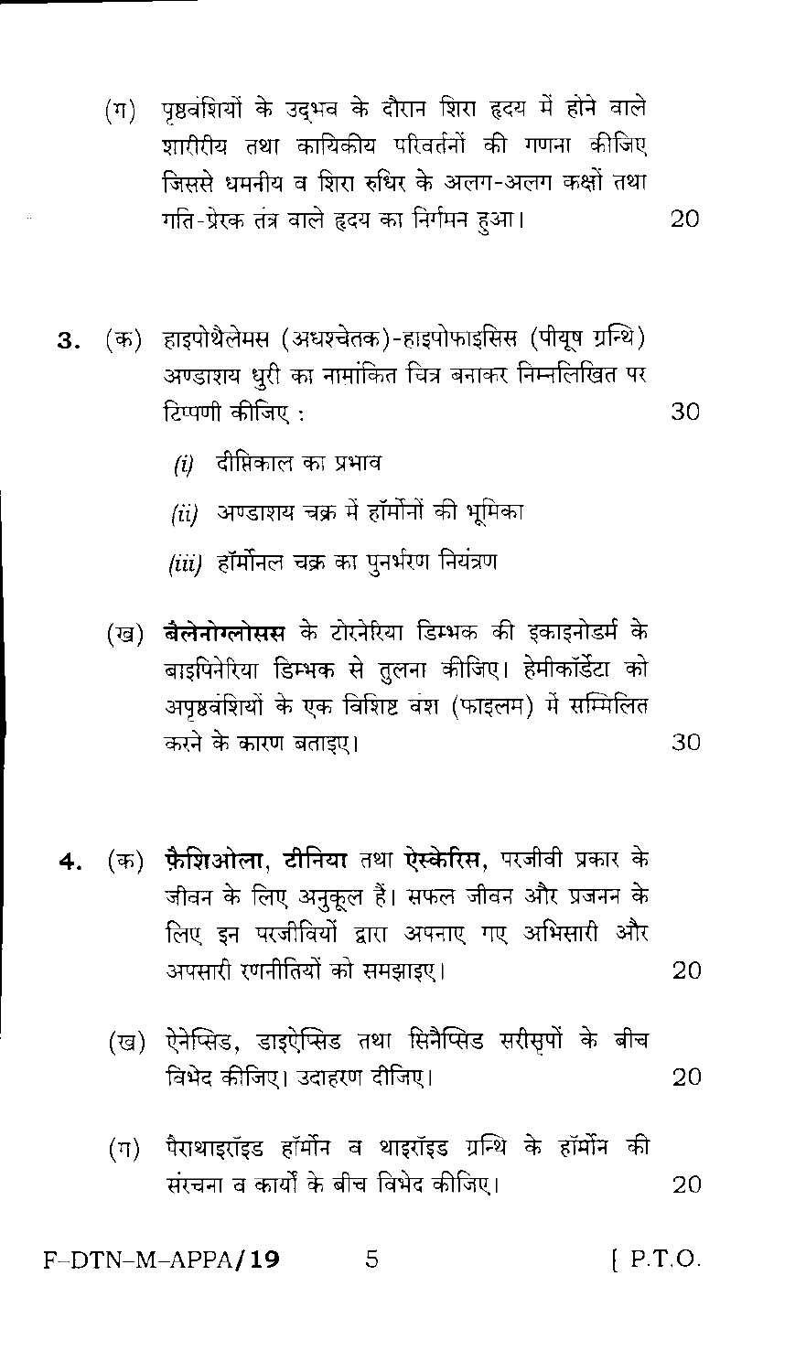(ग) पृष्ठवंशियों के उद्भव के दौरान शिरा हृदय में होने वाले शारीरीय तथा कायिकीय परिवर्तनों की गणना कीजिए जिससे धमनीय व शिरा रुधिर के अलग-अलग कक्षों तथा गति-प्रेरक तंत्र वाले हृदय का निर्गमन हुआ। 20

**3.** (क) हाइपोथैलेमस (अधश्चेतक)-हाइपोफाइसिस (पीयूष ग्रन्थि) अण्डाशय धुरी का नामांकित चित्र बनाकर निम्नलिखित पर टिप्पणी कीजिए : 30

*(i)* दीप्तिकाल का प्रभाव

*(ii)* अण्डाशय चक्र में हॉर्मोनों की भूमिका

*(iii)* हॉर्मोनल चक्र का पुनर्भरण नियंत्रण

(ख) **बैलेनोग्लोसस** के टोरनेरिया डिम्भक की इकाइनोडर्म के बाइपिनेरिया डिम्भक से तुलना कीजिए। हेमीकॉर्डेटा को अपृष्ठवंशियों के एक विशिष्ट वंश (फाइलम) में सम्मिलित करने के कारण बताइए। 30

**4.** (क) **फ़ैशिओला**, **टीनिया** तथा **ऐस्केरिस**, परजीवी प्रकार के जीवन के लिए अनुकूल हैं। सफल जीवन और प्रजनन के लिए इन परजीवियों द्वारा अपनाए गए अभिसारी और अपसारी रणनीतियों को समझाइए। 20

(ख) ऐनेप्सिड, डाइऐप्सिड तथा सिनैप्सिड सरीसृपों के बीच विभेद कीजिए। उदाहरण दीजिए। 20

(ग) पैराथाइरॉइड हॉर्मोन व थाइरॉइड ग्रन्थि के हॉर्मोन की संरचना व कार्यों के बीच विभेद कीजिए। 20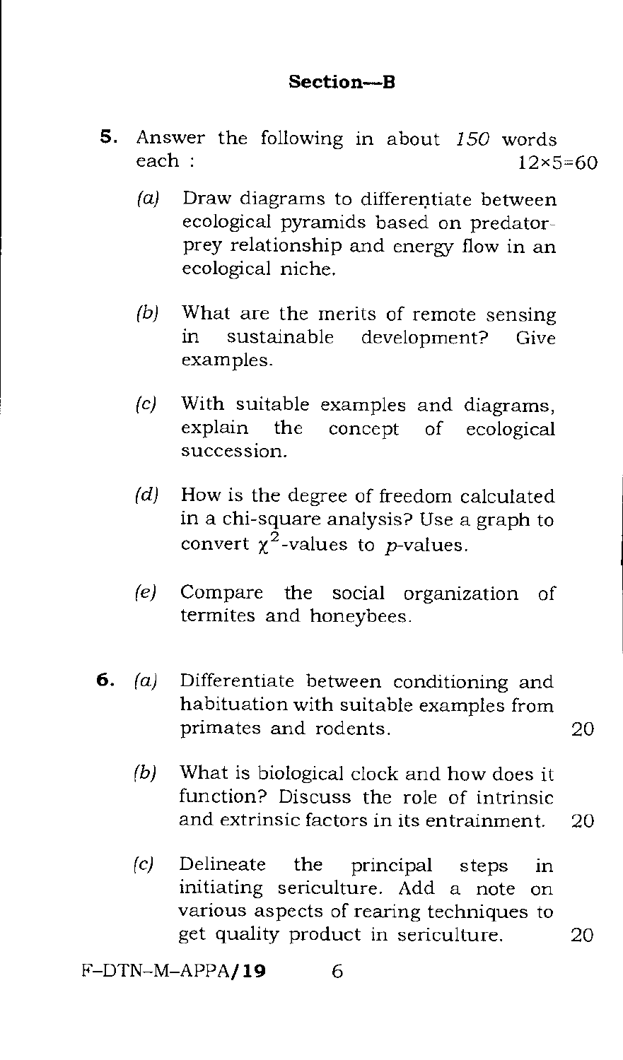## Section—B

**5.** Answer the following in about *150* words each : 12×5=60

*(a)* Draw diagrams to differentiate between ecological pyramids based on predator-prey relationship and energy flow in an ecological niche.

*(b)* What are the merits of remote sensing in sustainable development? Give examples.

*(c)* With suitable examples and diagrams, explain the concept of ecological succession.

*(d)* How is the degree of freedom calculated in a chi-square analysis? Use a graph to convert $\chi^2$-values to *p*-values.

*(e)* Compare the social organization of termites and honeybees.

**6.** *(a)* Differentiate between conditioning and habituation with suitable examples from primates and rodents. 20

*(b)* What is biological clock and how does it function? Discuss the role of intrinsic and extrinsic factors in its entrainment. 20

*(c)* Delineate the principal steps in initiating sericulture. Add a note on various aspects of rearing techniques to get quality product in sericulture. 20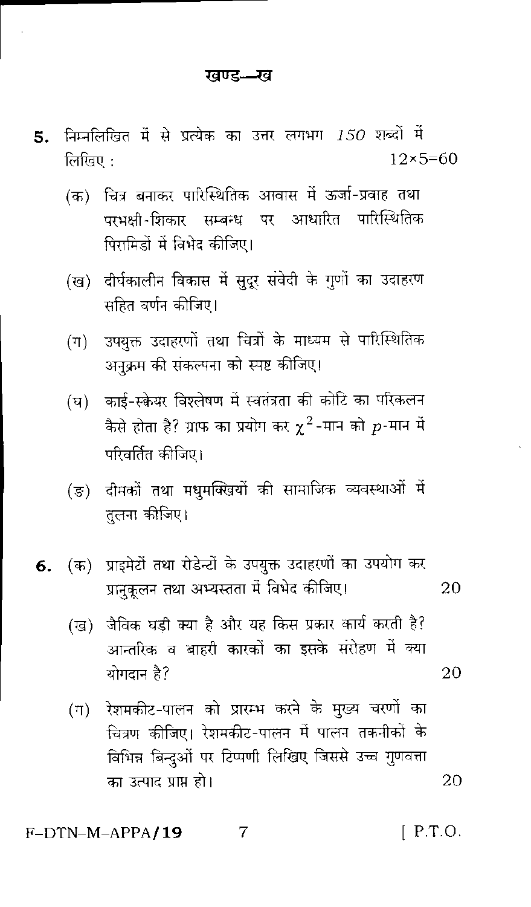## खण्ड—ख

**5.** निम्नलिखित में से प्रत्येक का उत्तर लगभग *150* शब्दों में लिखिए : 12×5=60

(क) चित्र बनाकर पारिस्थितिक आवास में ऊर्जा-प्रवाह तथा परभक्षी-शिकार सम्बन्ध पर आधारित पारिस्थितिक पिरामिडों में विभेद कीजिए।

(ख) दीर्घकालीन विकास में सुदूर संवेदी के गुणों का उदाहरण सहित वर्णन कीजिए।

(ग) उपयुक्त उदाहरणों तथा चित्रों के माध्यम से पारिस्थितिक अनुक्रम की संकल्पना को स्पष्ट कीजिए।

(घ) काई-स्क्वेयर विश्लेषण में स्वतंत्रता की कोटि का परिकलन कैसे होता है? ग्राफ का प्रयोग कर $\chi^2$-मान को $p$-मान में परिवर्तित कीजिए।

(ङ) दीमकों तथा मधुमक्खियों की सामाजिक व्यवस्थाओं में तुलना कीजिए।

**6.** (क) प्राइमेटों तथा रोडेन्टों के उपयुक्त उदाहरणों का उपयोग कर प्रानुकूलन तथा अभ्यस्तता में विभेद कीजिए। 20

(ख) जैविक घड़ी क्या है और यह किस प्रकार कार्य करती है? आन्तरिक व बाहरी कारकों का इसके संरोहण में क्या योगदान है? 20

(ग) रेशमकीट-पालन को प्रारम्भ करने के मुख्य चरणों का चित्रण कीजिए। रेशमकीट-पालन में पालन तकनीकों के विभिन्न बिन्दुओं पर टिप्पणी लिखिए जिससे उच्च गुणवत्ता का उत्पाद प्राप्त हो। 20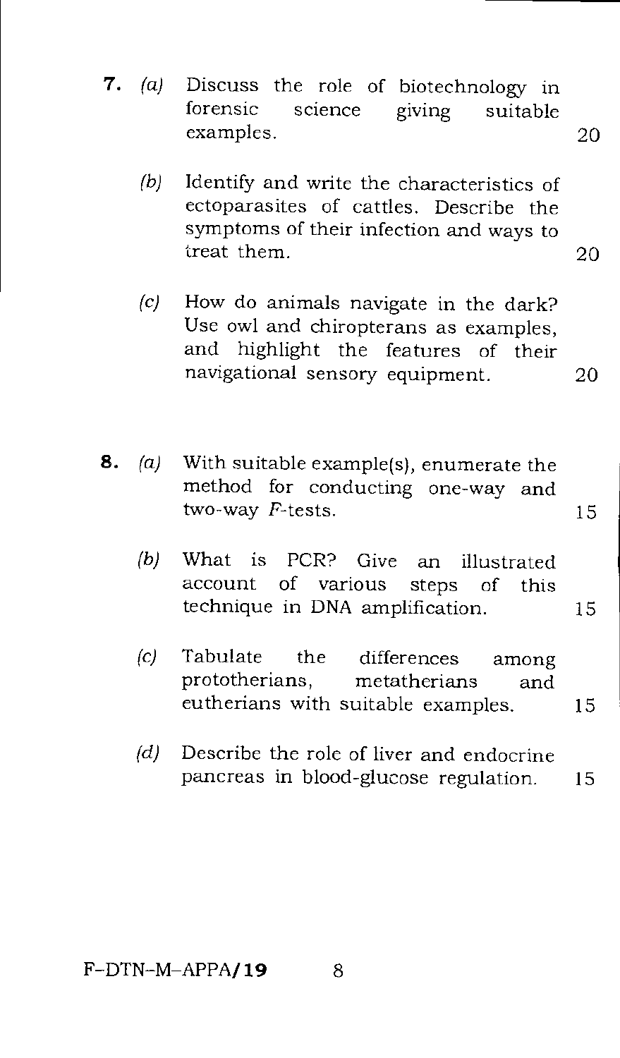**7.** *(a)* Discuss the role of biotechnology in forensic science giving suitable examples. 20

*(b)* Identify and write the characteristics of ectoparasites of cattles. Describe the symptoms of their infection and ways to treat them. 20

*(c)* How do animals navigate in the dark? Use owl and chiropterans as examples, and highlight the features of their navigational sensory equipment. 20

**8.** *(a)* With suitable example(s), enumerate the method for conducting one-way and two-way $F$-tests. 15

*(b)* What is PCR? Give an illustrated account of various steps of this technique in DNA amplification. 15

*(c)* Tabulate the differences among prototherians, metatherians and eutherians with suitable examples. 15

*(d)* Describe the role of liver and endocrine pancreas in blood-glucose regulation. 15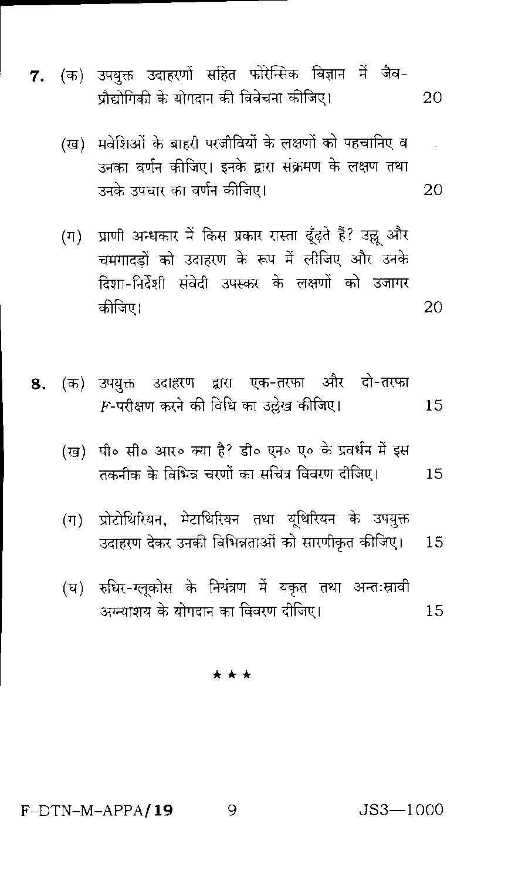**7.** (क) उपयुक्त उदाहरणों सहित फोरेन्सिक विज्ञान में जैव-प्रौद्योगिकी के योगदान की विवेचना कीजिए। 20

(ख) मवेशिओं के बाहरी परजीवियों के लक्षणों को पहचानिए व उनका वर्णन कीजिए। इनके द्वारा संक्रमण के लक्षण तथा उनके उपचार का वर्णन कीजिए। 20

(ग) प्राणी अन्धकार में किस प्रकार रास्ता ढूँढ़ते हैं? उल्लू और चमगादड़ों को उदाहरण के रूप में लीजिए और उनके दिशा-निर्देशी संवेदी उपस्कर के लक्षणों को उजागर कीजिए। 20

**8.** (क) उपयुक्त उदाहरण द्वारा एक-तरफा और दो-तरफा $F$-परीक्षण करने की विधि का उल्लेख कीजिए। 15

(ख) पी० सी० आर० क्या है? डी० एन० ए० के प्रवर्धन में इस तकनीक के विभिन्न चरणों का सचित्र विवरण दीजिए। 15

(ग) प्रोटोथिरियन, मेटाथिरियन तथा यूथिरियन के उपयुक्त उदाहरण देकर उनकी विभिन्नताओं को सारणीकृत कीजिए। 15

(घ) रुधिर-ग्लूकोस के नियंत्रण में यकृत तथा अन्तःस्रावी अग्न्याशय के योगदान का विवरण दीजिए। 15

★ ★ ★

F–DTN–M–APPA/**19** JS3—1000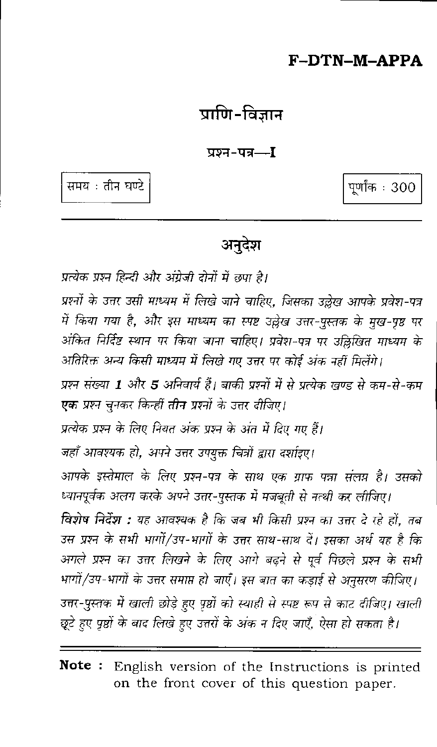# F–DTN–M–APPA

## प्राणि-विज्ञान

### प्रश्न-पत्र—I

समय : तीन घण्टे

पूर्णांक : 300

## अनुदेश

*प्रत्येक प्रश्न हिन्दी और अंग्रेजी दोनों में छपा है।*

*प्रश्नों के उत्तर उसी माध्यम में लिखे जाने चाहिए, जिसका उल्लेख आपके प्रवेश-पत्र में किया गया है, और इस माध्यम का स्पष्ट उल्लेख उत्तर-पुस्तक के मुख-पृष्ठ पर अंकित निर्दिष्ट स्थान पर किया जाना चाहिए। प्रवेश-पत्र पर उल्लिखित माध्यम के अतिरिक्त अन्य किसी माध्यम में लिखे गए उत्तर पर कोई अंक नहीं मिलेंगे।*

*प्रश्न संख्या **1** और **5** अनिवार्य हैं। बाकी प्रश्नों में से प्रत्येक खण्ड से कम-से-कम **एक** प्रश्न चुनकर किन्हीं **तीन** प्रश्नों के उत्तर दीजिए।*

*प्रत्येक प्रश्न के लिए नियत अंक प्रश्न के अंत में दिए गए हैं।*

*जहाँ आवश्यक हो, अपने उत्तर उपयुक्त चित्रों द्वारा दर्शाइए।*

*आपके इस्तेमाल के लिए प्रश्न-पत्र के साथ एक ग्राफ पन्ना संलग्न है। उसको ध्यानपूर्वक अलग करके अपने उत्तर-पुस्तक में मजबूती से नत्थी कर लीजिए।*

***विशेष निर्देश :** यह आवश्यक है कि जब भी किसी प्रश्न का उत्तर दे रहे हों, तब उस प्रश्न के सभी भागों/उप-भागों के उत्तर साथ-साथ दें। इसका अर्थ यह है कि अगले प्रश्न का उत्तर लिखने के लिए आगे बढ़ने से पूर्व पिछले प्रश्न के सभी भागों/उप-भागों के उत्तर समाप्त हो जाएँ। इस बात का कड़ाई से अनुसरण कीजिए।*

*उत्तर-पुस्तक में खाली छोड़े हुए पृष्ठों को स्याही से स्पष्ट रूप से काट दीजिए। खाली छूटे हुए पृष्ठों के बाद लिखे हुए उत्तरों के अंक न दिए जाएँ, ऐसा हो सकता है।*

**Note :** English version of the Instructions is printed on the front cover of this question paper.